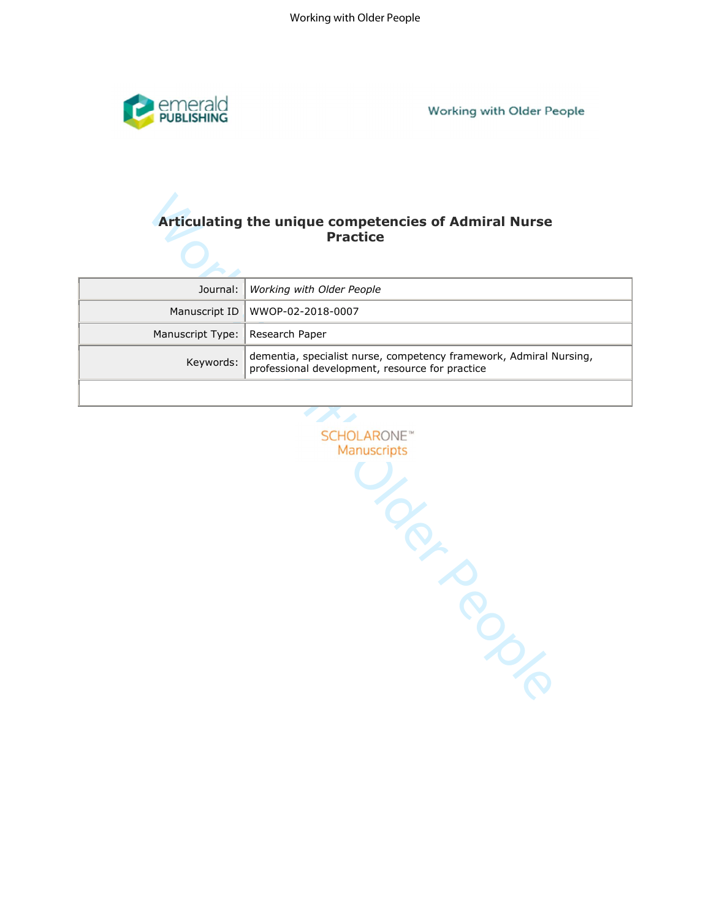# Articulating the unique competencies of Admiral Nurse Practice

| | |
|---|---|
| Journal: | *Working with Older People* |
| Manuscript ID | WWOP-02-2018-0007 |
| Manuscript Type: | Research Paper |
| Keywords: | dementia, specialist nurse, competency framework, Admiral Nursing, professional development, resource for practice |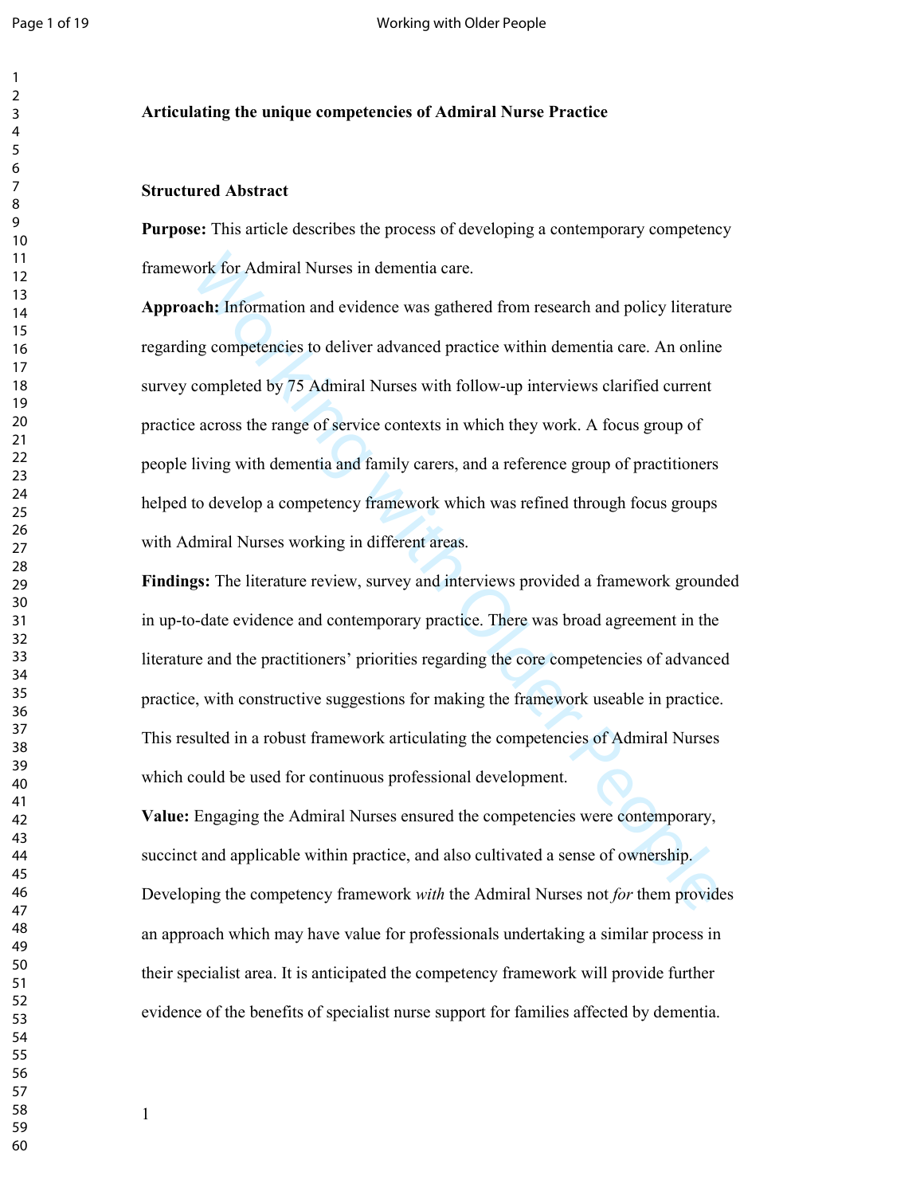**Articulating the unique competencies of Admiral Nurse Practice**

**Structured Abstract**

**Purpose:** This article describes the process of developing a contemporary competency framework for Admiral Nurses in dementia care.

**Approach:** Information and evidence was gathered from research and policy literature regarding competencies to deliver advanced practice within dementia care. An online survey completed by 75 Admiral Nurses with follow-up interviews clarified current practice across the range of service contexts in which they work. A focus group of people living with dementia and family carers, and a reference group of practitioners helped to develop a competency framework which was refined through focus groups with Admiral Nurses working in different areas.

**Findings:** The literature review, survey and interviews provided a framework grounded in up-to-date evidence and contemporary practice. There was broad agreement in the literature and the practitioners' priorities regarding the core competencies of advanced practice, with constructive suggestions for making the framework useable in practice. This resulted in a robust framework articulating the competencies of Admiral Nurses which could be used for continuous professional development.

**Value:** Engaging the Admiral Nurses ensured the competencies were contemporary, succinct and applicable within practice, and also cultivated a sense of ownership. Developing the competency framework *with* the Admiral Nurses not *for* them provides an approach which may have value for professionals undertaking a similar process in their specialist area. It is anticipated the competency framework will provide further evidence of the benefits of specialist nurse support for families affected by dementia.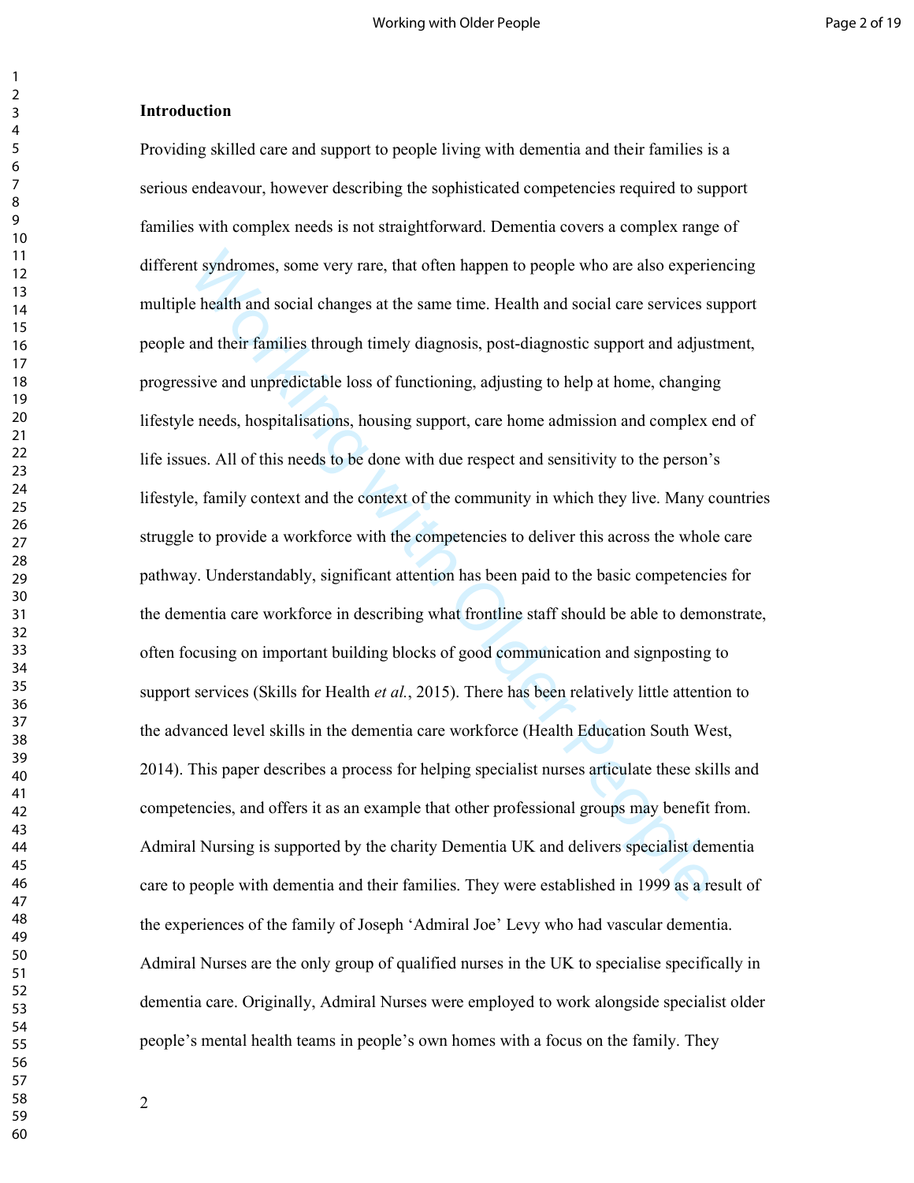**Introduction**

Providing skilled care and support to people living with dementia and their families is a serious endeavour, however describing the sophisticated competencies required to support families with complex needs is not straightforward. Dementia covers a complex range of different syndromes, some very rare, that often happen to people who are also experiencing multiple health and social changes at the same time. Health and social care services support people and their families through timely diagnosis, post-diagnostic support and adjustment, progressive and unpredictable loss of functioning, adjusting to help at home, changing lifestyle needs, hospitalisations, housing support, care home admission and complex end of life issues. All of this needs to be done with due respect and sensitivity to the person's lifestyle, family context and the context of the community in which they live. Many countries struggle to provide a workforce with the competencies to deliver this across the whole care pathway. Understandably, significant attention has been paid to the basic competencies for the dementia care workforce in describing what frontline staff should be able to demonstrate, often focusing on important building blocks of good communication and signposting to support services (Skills for Health *et al.*, 2015). There has been relatively little attention to the advanced level skills in the dementia care workforce (Health Education South West, 2014). This paper describes a process for helping specialist nurses articulate these skills and competencies, and offers it as an example that other professional groups may benefit from. Admiral Nursing is supported by the charity Dementia UK and delivers specialist dementia care to people with dementia and their families. They were established in 1999 as a result of the experiences of the family of Joseph 'Admiral Joe' Levy who had vascular dementia. Admiral Nurses are the only group of qualified nurses in the UK to specialise specifically in dementia care. Originally, Admiral Nurses were employed to work alongside specialist older people's mental health teams in people's own homes with a focus on the family. They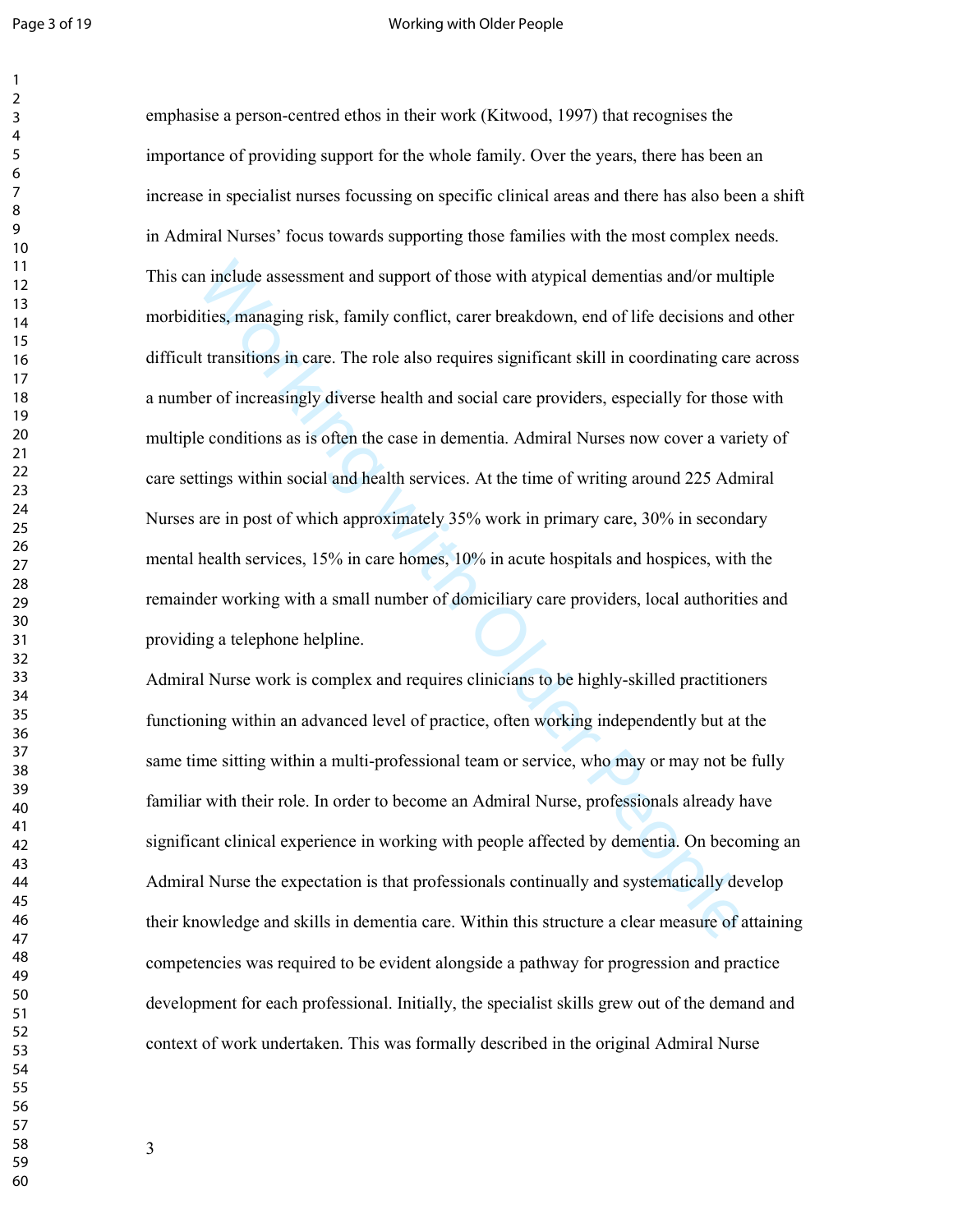emphasise a person-centred ethos in their work (Kitwood, 1997) that recognises the importance of providing support for the whole family. Over the years, there has been an increase in specialist nurses focussing on specific clinical areas and there has also been a shift in Admiral Nurses' focus towards supporting those families with the most complex needs. This can include assessment and support of those with atypical dementias and/or multiple morbidities, managing risk, family conflict, carer breakdown, end of life decisions and other difficult transitions in care. The role also requires significant skill in coordinating care across a number of increasingly diverse health and social care providers, especially for those with multiple conditions as is often the case in dementia. Admiral Nurses now cover a variety of care settings within social and health services. At the time of writing around 225 Admiral Nurses are in post of which approximately 35% work in primary care, 30% in secondary mental health services, 15% in care homes, 10% in acute hospitals and hospices, with the remainder working with a small number of domiciliary care providers, local authorities and providing a telephone helpline.

Admiral Nurse work is complex and requires clinicians to be highly-skilled practitioners functioning within an advanced level of practice, often working independently but at the same time sitting within a multi-professional team or service, who may or may not be fully familiar with their role. In order to become an Admiral Nurse, professionals already have significant clinical experience in working with people affected by dementia. On becoming an Admiral Nurse the expectation is that professionals continually and systematically develop their knowledge and skills in dementia care. Within this structure a clear measure of attaining competencies was required to be evident alongside a pathway for progression and practice development for each professional. Initially, the specialist skills grew out of the demand and context of work undertaken. This was formally described in the original Admiral Nurse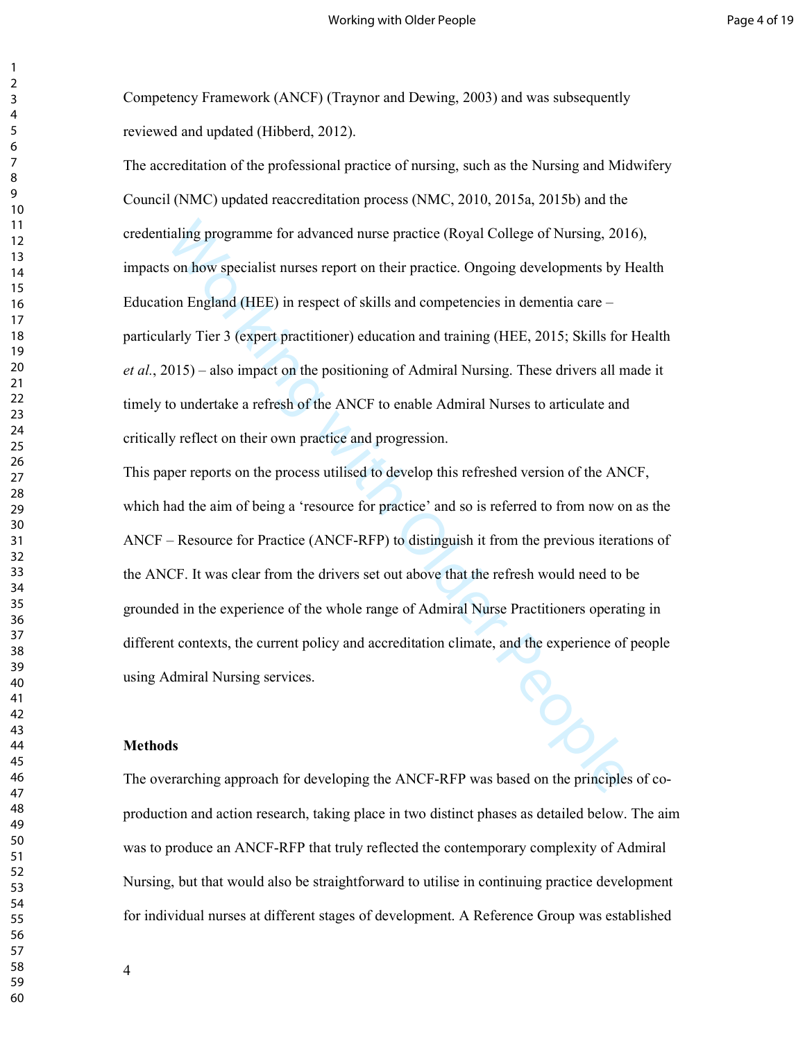Competency Framework (ANCF) (Traynor and Dewing, 2003) and was subsequently reviewed and updated (Hibberd, 2012).

The accreditation of the professional practice of nursing, such as the Nursing and Midwifery Council (NMC) updated reaccreditation process (NMC, 2010, 2015a, 2015b) and the credentialing programme for advanced nurse practice (Royal College of Nursing, 2016), impacts on how specialist nurses report on their practice. Ongoing developments by Health Education England (HEE) in respect of skills and competencies in dementia care – particularly Tier 3 (expert practitioner) education and training (HEE, 2015; Skills for Health *et al.*, 2015) – also impact on the positioning of Admiral Nursing. These drivers all made it timely to undertake a refresh of the ANCF to enable Admiral Nurses to articulate and critically reflect on their own practice and progression.

This paper reports on the process utilised to develop this refreshed version of the ANCF, which had the aim of being a 'resource for practice' and so is referred to from now on as the ANCF – Resource for Practice (ANCF-RFP) to distinguish it from the previous iterations of the ANCF. It was clear from the drivers set out above that the refresh would need to be grounded in the experience of the whole range of Admiral Nurse Practitioners operating in different contexts, the current policy and accreditation climate, and the experience of people using Admiral Nursing services.

## Methods

The overarching approach for developing the ANCF-RFP was based on the principles of co-production and action research, taking place in two distinct phases as detailed below. The aim was to produce an ANCF-RFP that truly reflected the contemporary complexity of Admiral Nursing, but that would also be straightforward to utilise in continuing practice development for individual nurses at different stages of development. A Reference Group was established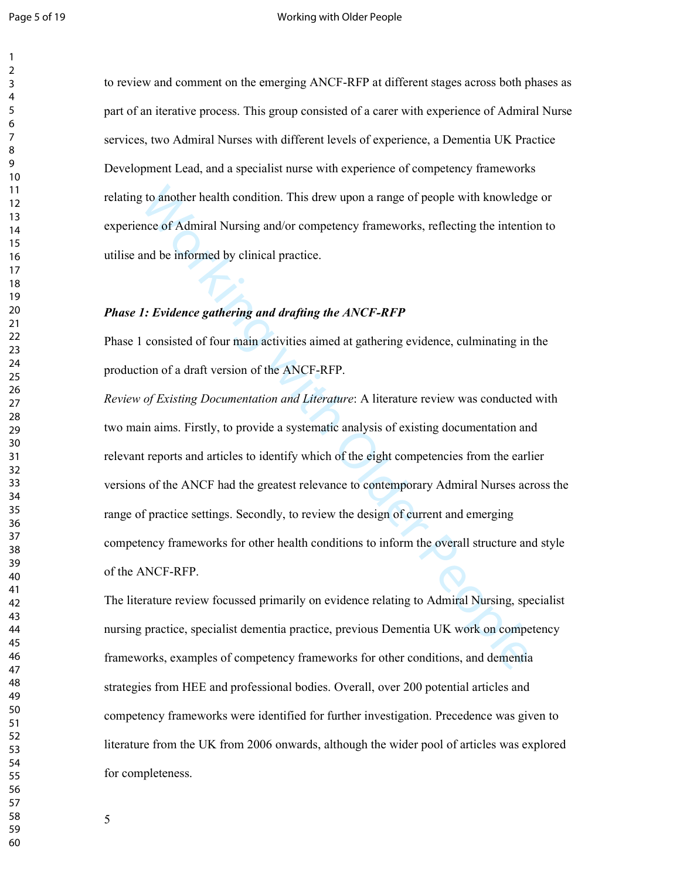to review and comment on the emerging ANCF-RFP at different stages across both phases as part of an iterative process. This group consisted of a carer with experience of Admiral Nurse services, two Admiral Nurses with different levels of experience, a Dementia UK Practice Development Lead, and a specialist nurse with experience of competency frameworks relating to another health condition. This drew upon a range of people with knowledge or experience of Admiral Nursing and/or competency frameworks, reflecting the intention to utilise and be informed by clinical practice.

***Phase 1: Evidence gathering and drafting the ANCF-RFP***

Phase 1 consisted of four main activities aimed at gathering evidence, culminating in the production of a draft version of the ANCF-RFP.

*Review of Existing Documentation and Literature*: A literature review was conducted with two main aims. Firstly, to provide a systematic analysis of existing documentation and relevant reports and articles to identify which of the eight competencies from the earlier versions of the ANCF had the greatest relevance to contemporary Admiral Nurses across the range of practice settings. Secondly, to review the design of current and emerging competency frameworks for other health conditions to inform the overall structure and style of the ANCF-RFP.

The literature review focussed primarily on evidence relating to Admiral Nursing, specialist nursing practice, specialist dementia practice, previous Dementia UK work on competency frameworks, examples of competency frameworks for other conditions, and dementia strategies from HEE and professional bodies. Overall, over 200 potential articles and competency frameworks were identified for further investigation. Precedence was given to literature from the UK from 2006 onwards, although the wider pool of articles was explored for completeness.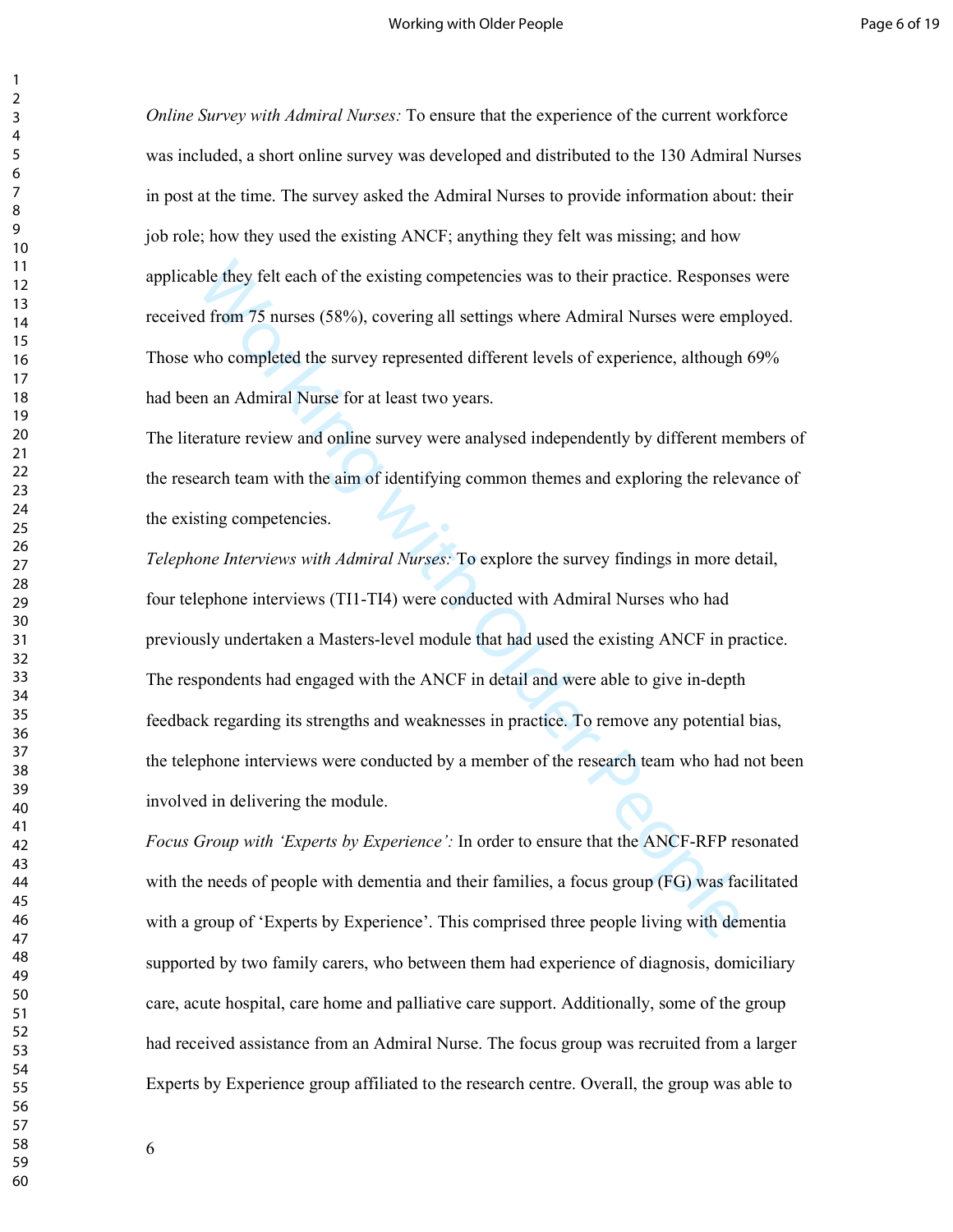*Online Survey with Admiral Nurses:* To ensure that the experience of the current workforce was included, a short online survey was developed and distributed to the 130 Admiral Nurses in post at the time. The survey asked the Admiral Nurses to provide information about: their job role; how they used the existing ANCF; anything they felt was missing; and how applicable they felt each of the existing competencies was to their practice. Responses were received from 75 nurses (58%), covering all settings where Admiral Nurses were employed. Those who completed the survey represented different levels of experience, although 69% had been an Admiral Nurse for at least two years.

The literature review and online survey were analysed independently by different members of the research team with the aim of identifying common themes and exploring the relevance of the existing competencies.

*Telephone Interviews with Admiral Nurses:* To explore the survey findings in more detail, four telephone interviews (TI1-TI4) were conducted with Admiral Nurses who had previously undertaken a Masters-level module that had used the existing ANCF in practice. The respondents had engaged with the ANCF in detail and were able to give in-depth feedback regarding its strengths and weaknesses in practice. To remove any potential bias, the telephone interviews were conducted by a member of the research team who had not been involved in delivering the module.

*Focus Group with 'Experts by Experience':* In order to ensure that the ANCF-RFP resonated with the needs of people with dementia and their families, a focus group (FG) was facilitated with a group of 'Experts by Experience'. This comprised three people living with dementia supported by two family carers, who between them had experience of diagnosis, domiciliary care, acute hospital, care home and palliative care support. Additionally, some of the group had received assistance from an Admiral Nurse. The focus group was recruited from a larger Experts by Experience group affiliated to the research centre. Overall, the group was able to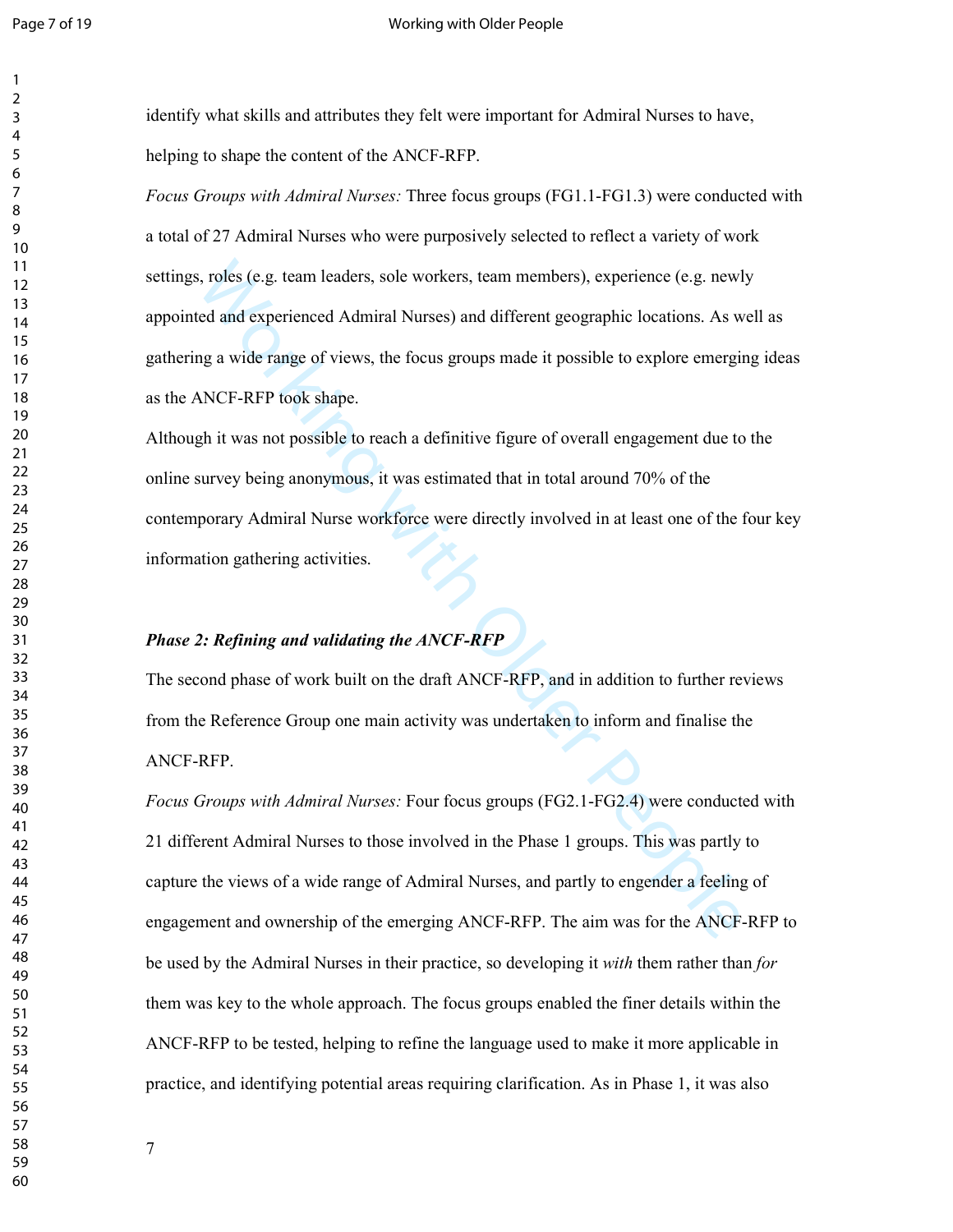identify what skills and attributes they felt were important for Admiral Nurses to have, helping to shape the content of the ANCF-RFP.

*Focus Groups with Admiral Nurses:* Three focus groups (FG1.1-FG1.3) were conducted with a total of 27 Admiral Nurses who were purposively selected to reflect a variety of work settings, roles (e.g. team leaders, sole workers, team members), experience (e.g. newly appointed and experienced Admiral Nurses) and different geographic locations. As well as gathering a wide range of views, the focus groups made it possible to explore emerging ideas as the ANCF-RFP took shape.

Although it was not possible to reach a definitive figure of overall engagement due to the online survey being anonymous, it was estimated that in total around 70% of the contemporary Admiral Nurse workforce were directly involved in at least one of the four key information gathering activities.

***Phase 2: Refining and validating the ANCF-RFP***

The second phase of work built on the draft ANCF-RFP, and in addition to further reviews from the Reference Group one main activity was undertaken to inform and finalise the ANCF-RFP.

*Focus Groups with Admiral Nurses:* Four focus groups (FG2.1-FG2.4) were conducted with 21 different Admiral Nurses to those involved in the Phase 1 groups. This was partly to capture the views of a wide range of Admiral Nurses, and partly to engender a feeling of engagement and ownership of the emerging ANCF-RFP. The aim was for the ANCF-RFP to be used by the Admiral Nurses in their practice, so developing it *with* them rather than *for* them was key to the whole approach. The focus groups enabled the finer details within the ANCF-RFP to be tested, helping to refine the language used to make it more applicable in practice, and identifying potential areas requiring clarification. As in Phase 1, it was also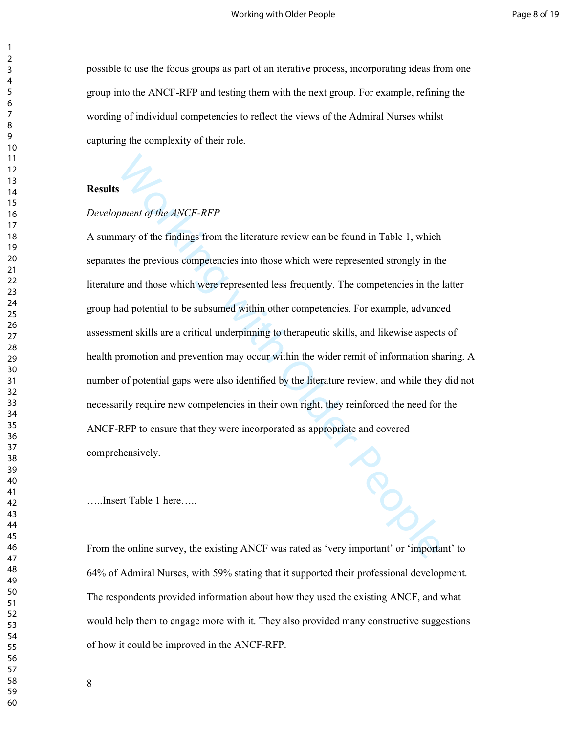possible to use the focus groups as part of an iterative process, incorporating ideas from one group into the ANCF-RFP and testing them with the next group. For example, refining the wording of individual competencies to reflect the views of the Admiral Nurses whilst capturing the complexity of their role.

## Results

*Development of the ANCF-RFP*

A summary of the findings from the literature review can be found in Table 1, which separates the previous competencies into those which were represented strongly in the literature and those which were represented less frequently. The competencies in the latter group had potential to be subsumed within other competencies. For example, advanced assessment skills are a critical underpinning to therapeutic skills, and likewise aspects of health promotion and prevention may occur within the wider remit of information sharing. A number of potential gaps were also identified by the literature review, and while they did not necessarily require new competencies in their own right, they reinforced the need for the ANCF-RFP to ensure that they were incorporated as appropriate and covered comprehensively.

…..Insert Table 1 here…..

From the online survey, the existing ANCF was rated as 'very important' or 'important' to 64% of Admiral Nurses, with 59% stating that it supported their professional development. The respondents provided information about how they used the existing ANCF, and what would help them to engage more with it. They also provided many constructive suggestions of how it could be improved in the ANCF-RFP.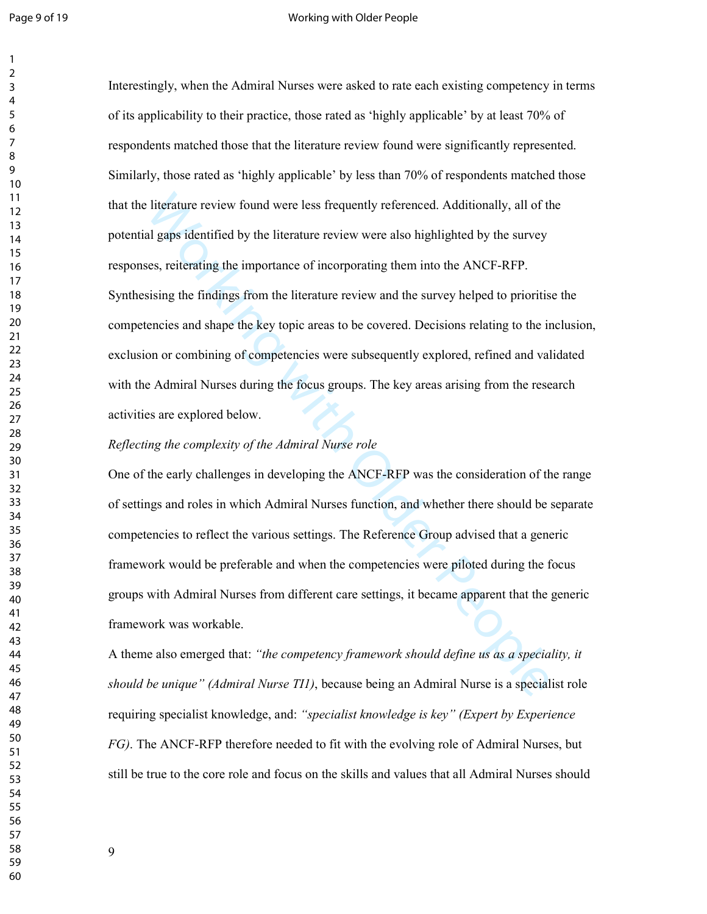Interestingly, when the Admiral Nurses were asked to rate each existing competency in terms of its applicability to their practice, those rated as 'highly applicable' by at least 70% of respondents matched those that the literature review found were significantly represented. Similarly, those rated as 'highly applicable' by less than 70% of respondents matched those that the literature review found were less frequently referenced. Additionally, all of the potential gaps identified by the literature review were also highlighted by the survey responses, reiterating the importance of incorporating them into the ANCF-RFP. Synthesising the findings from the literature review and the survey helped to prioritise the competencies and shape the key topic areas to be covered. Decisions relating to the inclusion, exclusion or combining of competencies were subsequently explored, refined and validated with the Admiral Nurses during the focus groups. The key areas arising from the research activities are explored below.

*Reflecting the complexity of the Admiral Nurse role*

One of the early challenges in developing the ANCF-RFP was the consideration of the range of settings and roles in which Admiral Nurses function, and whether there should be separate competencies to reflect the various settings. The Reference Group advised that a generic framework would be preferable and when the competencies were piloted during the focus groups with Admiral Nurses from different care settings, it became apparent that the generic framework was workable.

A theme also emerged that: *"the competency framework should define us as a speciality, it should be unique" (Admiral Nurse TI1)*, because being an Admiral Nurse is a specialist role requiring specialist knowledge, and: *"specialist knowledge is key" (Expert by Experience FG)*. The ANCF-RFP therefore needed to fit with the evolving role of Admiral Nurses, but still be true to the core role and focus on the skills and values that all Admiral Nurses should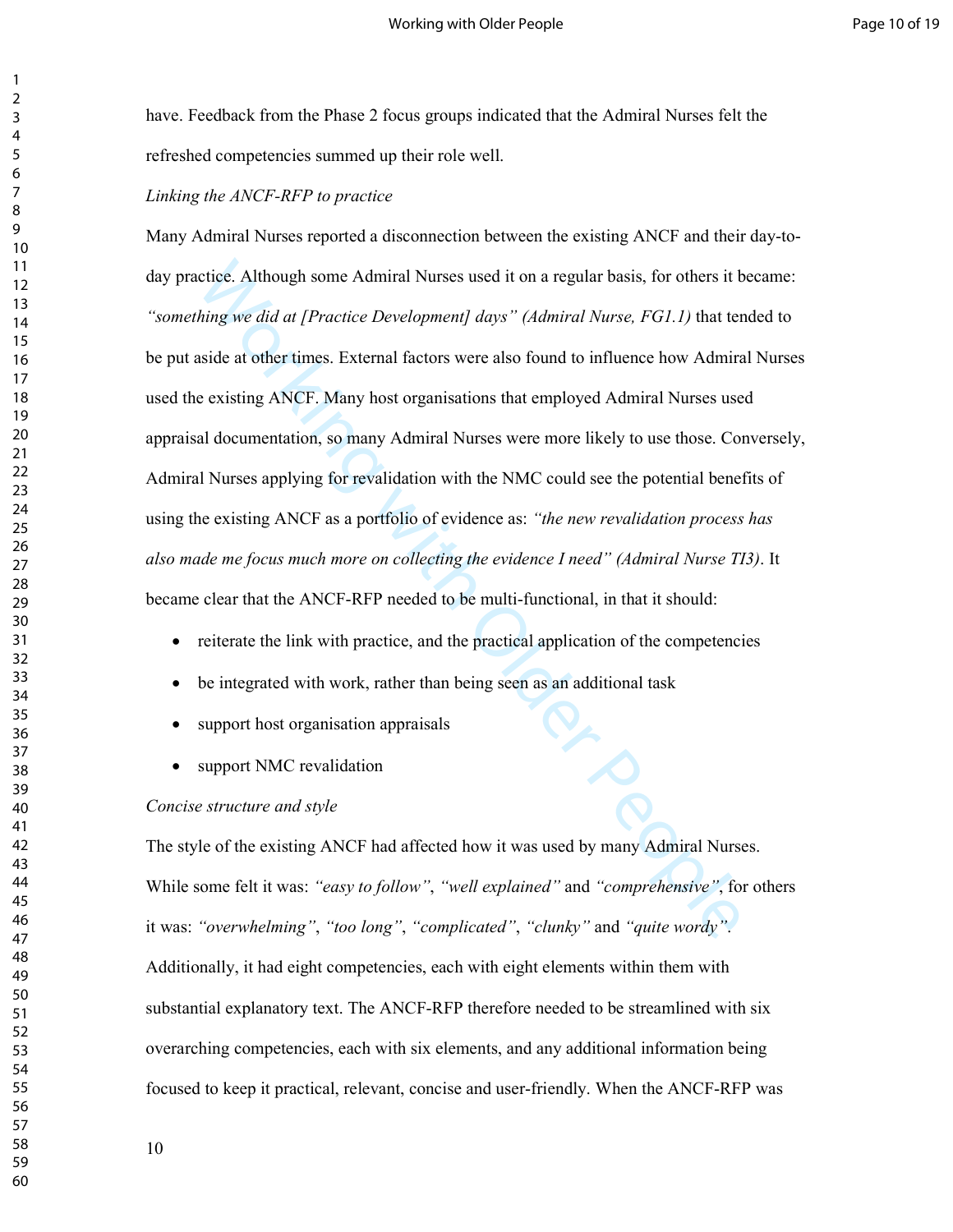have. Feedback from the Phase 2 focus groups indicated that the Admiral Nurses felt the refreshed competencies summed up their role well.

*Linking the ANCF-RFP to practice*

Many Admiral Nurses reported a disconnection between the existing ANCF and their day-to-day practice. Although some Admiral Nurses used it on a regular basis, for others it became: *"something we did at [Practice Development] days" (Admiral Nurse, FG1.1)* that tended to be put aside at other times. External factors were also found to influence how Admiral Nurses used the existing ANCF. Many host organisations that employed Admiral Nurses used appraisal documentation, so many Admiral Nurses were more likely to use those. Conversely, Admiral Nurses applying for revalidation with the NMC could see the potential benefits of using the existing ANCF as a portfolio of evidence as: *"the new revalidation process has also made me focus much more on collecting the evidence I need" (Admiral Nurse TI3)*. It became clear that the ANCF-RFP needed to be multi-functional, in that it should:

- reiterate the link with practice, and the practical application of the competencies
- be integrated with work, rather than being seen as an additional task
- support host organisation appraisals
- support NMC revalidation

*Concise structure and style*

The style of the existing ANCF had affected how it was used by many Admiral Nurses. While some felt it was: *"easy to follow"*, *"well explained"* and *"comprehensive"*, for others it was: *"overwhelming"*, *"too long"*, *"complicated"*, *"clunky"* and *"quite wordy"*. Additionally, it had eight competencies, each with eight elements within them with substantial explanatory text. The ANCF-RFP therefore needed to be streamlined with six overarching competencies, each with six elements, and any additional information being focused to keep it practical, relevant, concise and user-friendly. When the ANCF-RFP was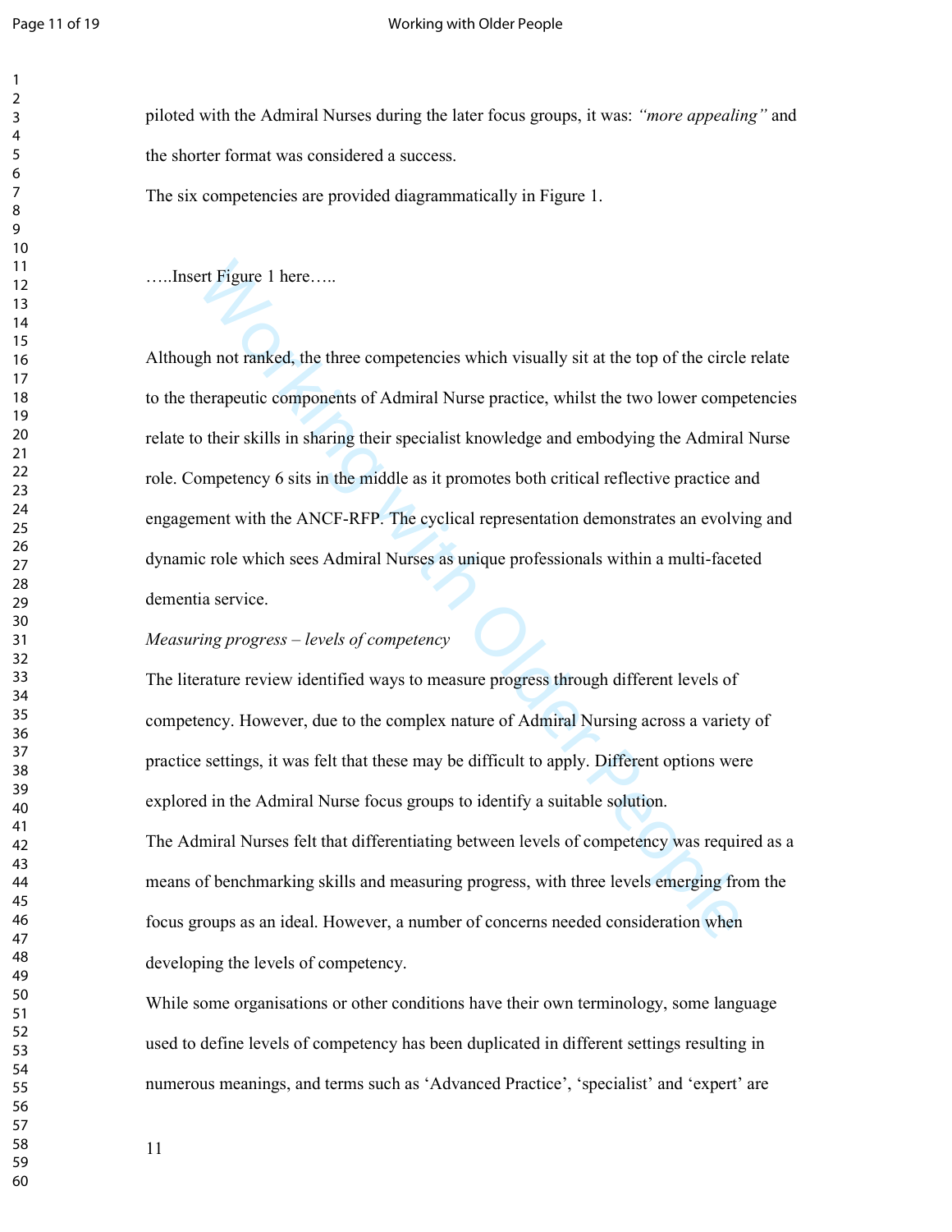piloted with the Admiral Nurses during the later focus groups, it was: *"more appealing"* and the shorter format was considered a success.

The six competencies are provided diagrammatically in Figure 1.

…..Insert Figure 1 here…..

Although not ranked, the three competencies which visually sit at the top of the circle relate to the therapeutic components of Admiral Nurse practice, whilst the two lower competencies relate to their skills in sharing their specialist knowledge and embodying the Admiral Nurse role. Competency 6 sits in the middle as it promotes both critical reflective practice and engagement with the ANCF-RFP. The cyclical representation demonstrates an evolving and dynamic role which sees Admiral Nurses as unique professionals within a multi-faceted dementia service.

*Measuring progress – levels of competency*

The literature review identified ways to measure progress through different levels of competency. However, due to the complex nature of Admiral Nursing across a variety of practice settings, it was felt that these may be difficult to apply. Different options were explored in the Admiral Nurse focus groups to identify a suitable solution.

The Admiral Nurses felt that differentiating between levels of competency was required as a means of benchmarking skills and measuring progress, with three levels emerging from the focus groups as an ideal. However, a number of concerns needed consideration when developing the levels of competency.

While some organisations or other conditions have their own terminology, some language used to define levels of competency has been duplicated in different settings resulting in numerous meanings, and terms such as 'Advanced Practice', 'specialist' and 'expert' are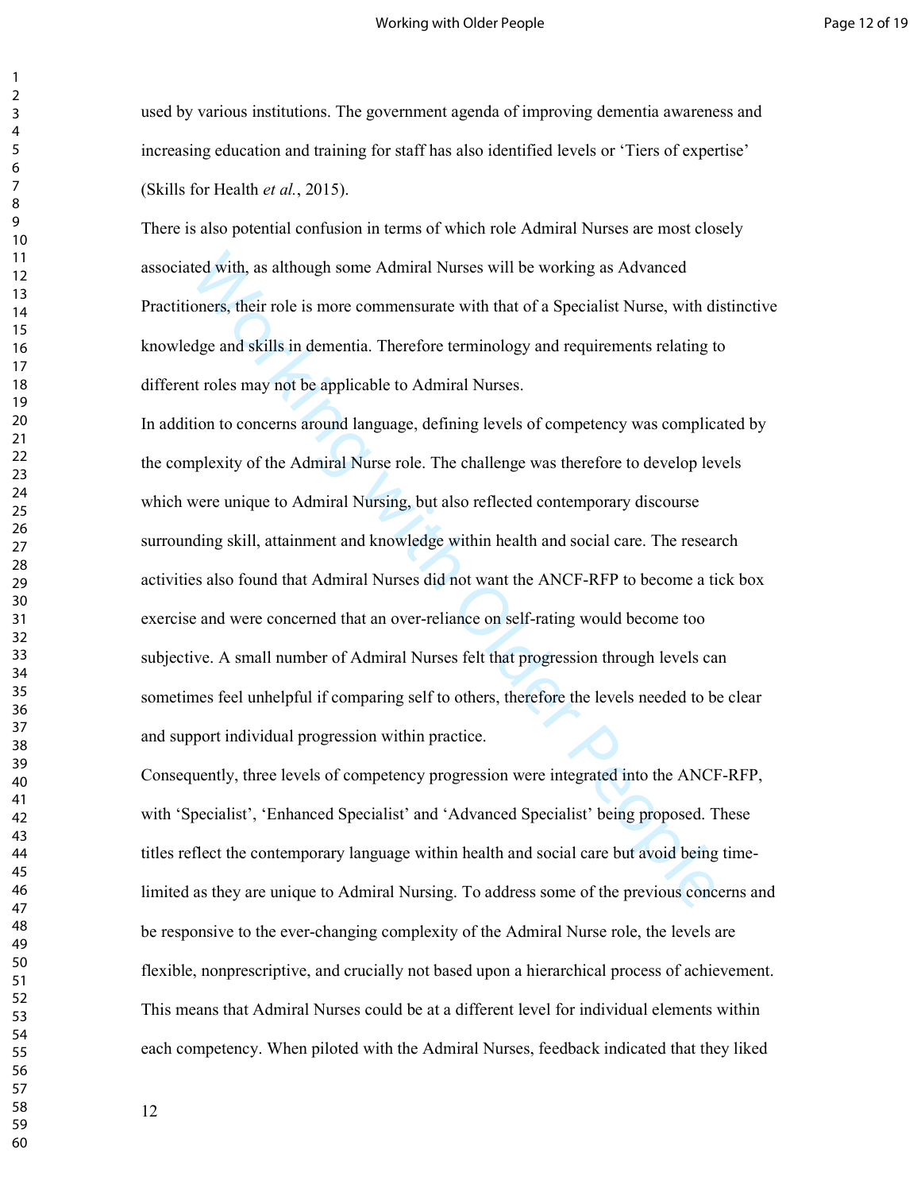used by various institutions. The government agenda of improving dementia awareness and increasing education and training for staff has also identified levels or 'Tiers of expertise' (Skills for Health *et al.*, 2015).

There is also potential confusion in terms of which role Admiral Nurses are most closely associated with, as although some Admiral Nurses will be working as Advanced Practitioners, their role is more commensurate with that of a Specialist Nurse, with distinctive knowledge and skills in dementia. Therefore terminology and requirements relating to different roles may not be applicable to Admiral Nurses.

In addition to concerns around language, defining levels of competency was complicated by the complexity of the Admiral Nurse role. The challenge was therefore to develop levels which were unique to Admiral Nursing, but also reflected contemporary discourse surrounding skill, attainment and knowledge within health and social care. The research activities also found that Admiral Nurses did not want the ANCF-RFP to become a tick box exercise and were concerned that an over-reliance on self-rating would become too subjective. A small number of Admiral Nurses felt that progression through levels can sometimes feel unhelpful if comparing self to others, therefore the levels needed to be clear and support individual progression within practice.

Consequently, three levels of competency progression were integrated into the ANCF-RFP, with 'Specialist', 'Enhanced Specialist' and 'Advanced Specialist' being proposed. These titles reflect the contemporary language within health and social care but avoid being time-limited as they are unique to Admiral Nursing. To address some of the previous concerns and be responsive to the ever-changing complexity of the Admiral Nurse role, the levels are flexible, nonprescriptive, and crucially not based upon a hierarchical process of achievement. This means that Admiral Nurses could be at a different level for individual elements within each competency. When piloted with the Admiral Nurses, feedback indicated that they liked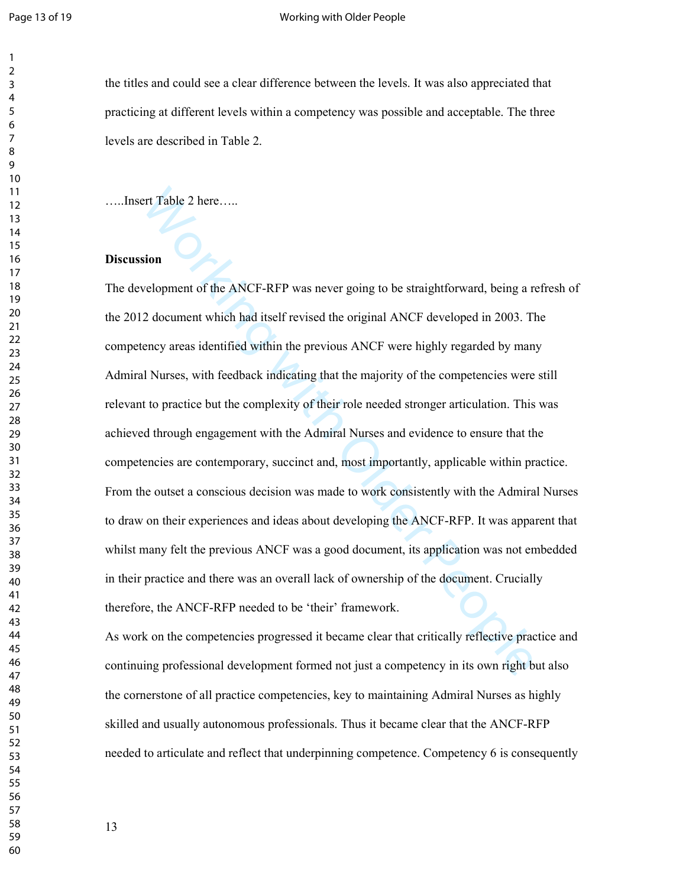the titles and could see a clear difference between the levels. It was also appreciated that practicing at different levels within a competency was possible and acceptable. The three levels are described in Table 2.

…..Insert Table 2 here…..

**Discussion**

The development of the ANCF-RFP was never going to be straightforward, being a refresh of the 2012 document which had itself revised the original ANCF developed in 2003. The competency areas identified within the previous ANCF were highly regarded by many Admiral Nurses, with feedback indicating that the majority of the competencies were still relevant to practice but the complexity of their role needed stronger articulation. This was achieved through engagement with the Admiral Nurses and evidence to ensure that the competencies are contemporary, succinct and, most importantly, applicable within practice. From the outset a conscious decision was made to work consistently with the Admiral Nurses to draw on their experiences and ideas about developing the ANCF-RFP. It was apparent that whilst many felt the previous ANCF was a good document, its application was not embedded in their practice and there was an overall lack of ownership of the document. Crucially therefore, the ANCF-RFP needed to be 'their' framework.

As work on the competencies progressed it became clear that critically reflective practice and continuing professional development formed not just a competency in its own right but also the cornerstone of all practice competencies, key to maintaining Admiral Nurses as highly skilled and usually autonomous professionals. Thus it became clear that the ANCF-RFP needed to articulate and reflect that underpinning competence. Competency 6 is consequently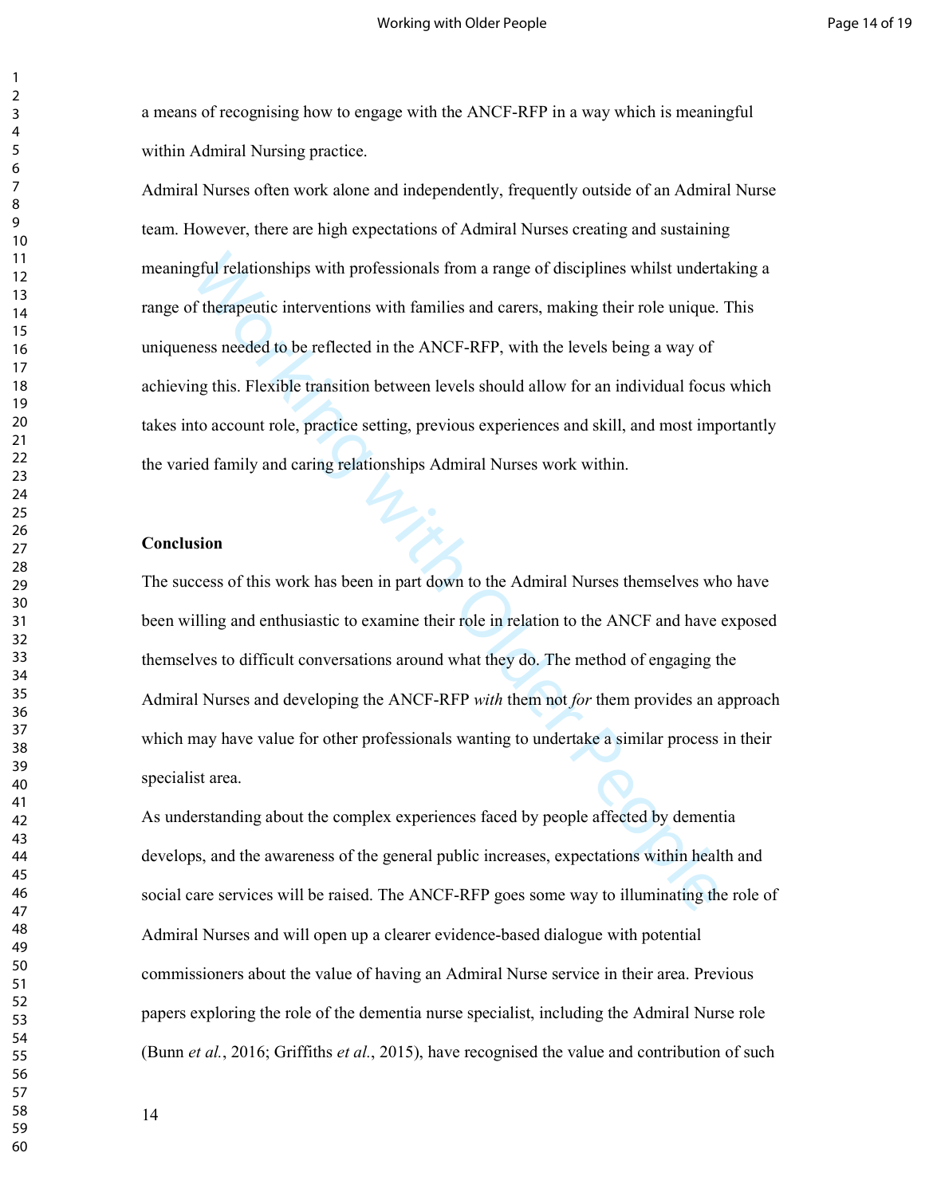a means of recognising how to engage with the ANCF-RFP in a way which is meaningful within Admiral Nursing practice.

Admiral Nurses often work alone and independently, frequently outside of an Admiral Nurse team. However, there are high expectations of Admiral Nurses creating and sustaining meaningful relationships with professionals from a range of disciplines whilst undertaking a range of therapeutic interventions with families and carers, making their role unique. This uniqueness needed to be reflected in the ANCF-RFP, with the levels being a way of achieving this. Flexible transition between levels should allow for an individual focus which takes into account role, practice setting, previous experiences and skill, and most importantly the varied family and caring relationships Admiral Nurses work within.

## Conclusion

The success of this work has been in part down to the Admiral Nurses themselves who have been willing and enthusiastic to examine their role in relation to the ANCF and have exposed themselves to difficult conversations around what they do. The method of engaging the Admiral Nurses and developing the ANCF-RFP *with* them not *for* them provides an approach which may have value for other professionals wanting to undertake a similar process in their specialist area.

As understanding about the complex experiences faced by people affected by dementia develops, and the awareness of the general public increases, expectations within health and social care services will be raised. The ANCF-RFP goes some way to illuminating the role of Admiral Nurses and will open up a clearer evidence-based dialogue with potential commissioners about the value of having an Admiral Nurse service in their area. Previous papers exploring the role of the dementia nurse specialist, including the Admiral Nurse role (Bunn *et al.*, 2016; Griffiths *et al.*, 2015), have recognised the value and contribution of such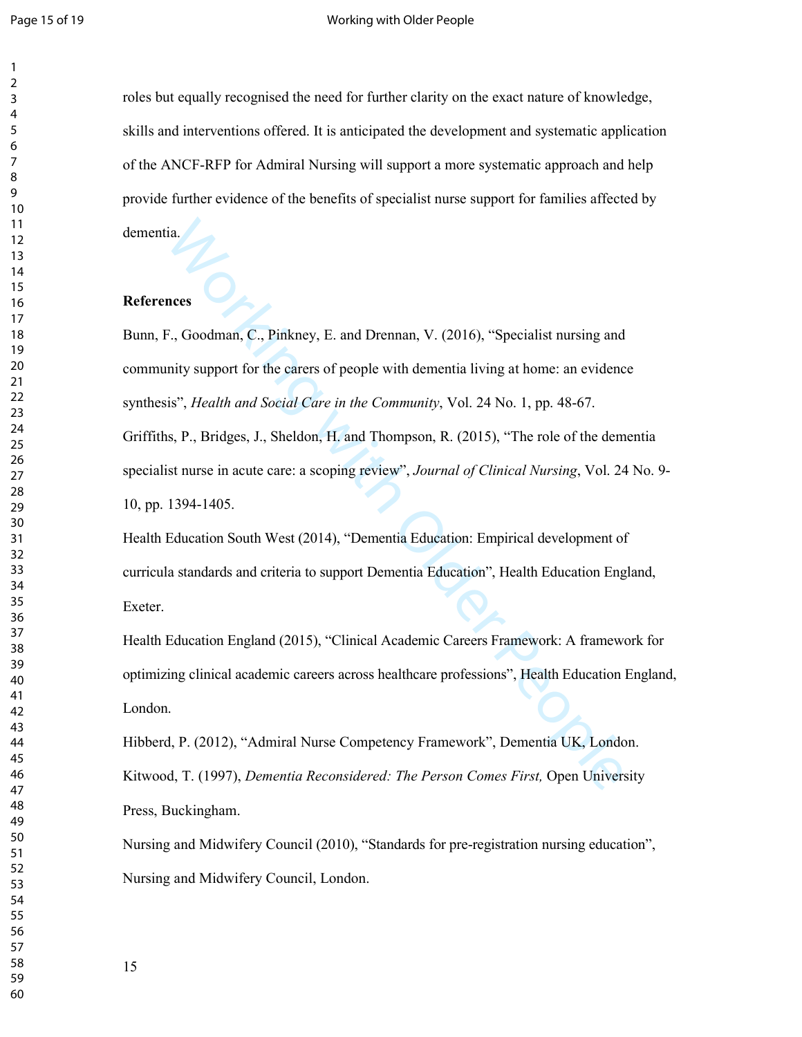roles but equally recognised the need for further clarity on the exact nature of knowledge, skills and interventions offered. It is anticipated the development and systematic application of the ANCF-RFP for Admiral Nursing will support a more systematic approach and help provide further evidence of the benefits of specialist nurse support for families affected by dementia.

**References**

Bunn, F., Goodman, C., Pinkney, E. and Drennan, V. (2016), "Specialist nursing and community support for the carers of people with dementia living at home: an evidence synthesis", *Health and Social Care in the Community*, Vol. 24 No. 1, pp. 48-67.

Griffiths, P., Bridges, J., Sheldon, H. and Thompson, R. (2015), "The role of the dementia specialist nurse in acute care: a scoping review", *Journal of Clinical Nursing*, Vol. 24 No. 9-10, pp. 1394-1405.

Health Education South West (2014), "Dementia Education: Empirical development of curricula standards and criteria to support Dementia Education", Health Education England, Exeter.

Health Education England (2015), "Clinical Academic Careers Framework: A framework for optimizing clinical academic careers across healthcare professions", Health Education England, London.

Hibberd, P. (2012), "Admiral Nurse Competency Framework", Dementia UK, London.

Kitwood, T. (1997), *Dementia Reconsidered: The Person Comes First,* Open University Press, Buckingham.

Nursing and Midwifery Council (2010), "Standards for pre-registration nursing education", Nursing and Midwifery Council, London.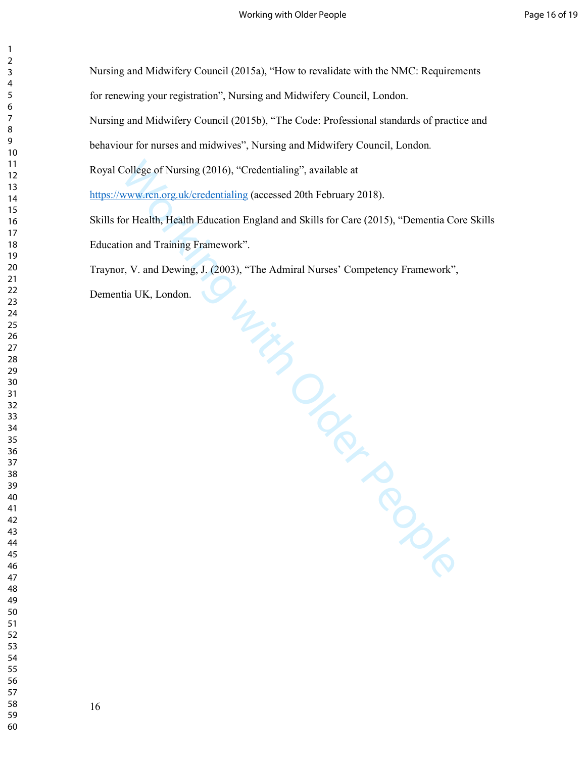Nursing and Midwifery Council (2015a), "How to revalidate with the NMC: Requirements for renewing your registration", Nursing and Midwifery Council, London.

Nursing and Midwifery Council (2015b), "The Code: Professional standards of practice and behaviour for nurses and midwives", Nursing and Midwifery Council, London.

Royal College of Nursing (2016), "Credentialing", available at https://www.rcn.org.uk/credentialing (accessed 20th February 2018).

Skills for Health, Health Education England and Skills for Care (2015), "Dementia Core Skills Education and Training Framework".

Traynor, V. and Dewing, J. (2003), "The Admiral Nurses' Competency Framework", Dementia UK, London.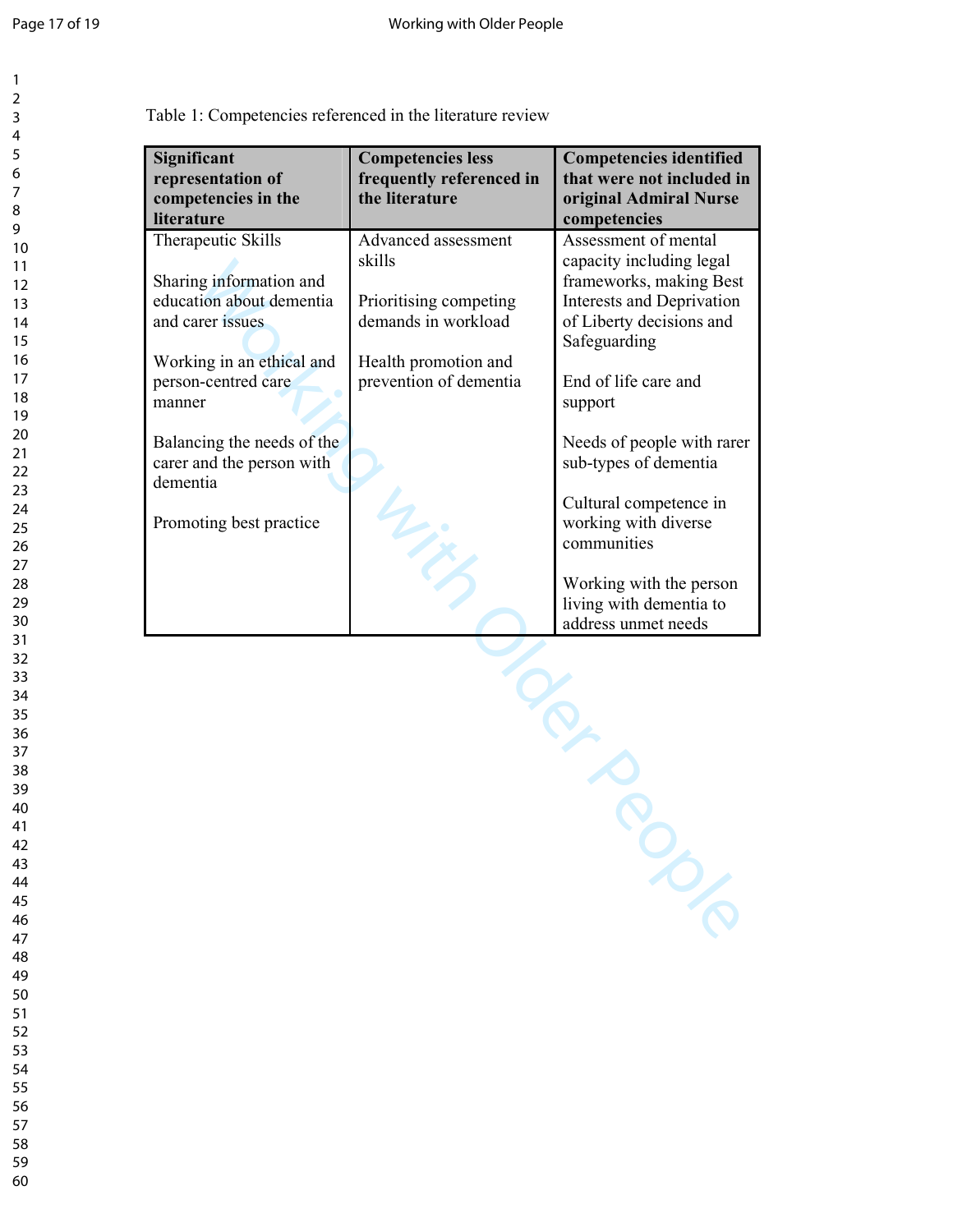Table 1: Competencies referenced in the literature review

| Significant representation of competencies in the literature | Competencies less frequently referenced in the literature | Competencies identified that were not included in original Admiral Nurse competencies |
|---|---|---|
| Therapeutic Skills | Advanced assessment skills | Assessment of mental capacity including legal frameworks, making Best Interests and Deprivation of Liberty decisions and Safeguarding |
| Sharing information and education about dementia and carer issues | Prioritising competing demands in workload | End of life care and support |
| Working in an ethical and person-centred care manner | Health promotion and prevention of dementia | Needs of people with rarer sub-types of dementia |
| Balancing the needs of the carer and the person with dementia | | Cultural competence in working with diverse communities |
| Promoting best practice | | Working with the person living with dementia to address unmet needs |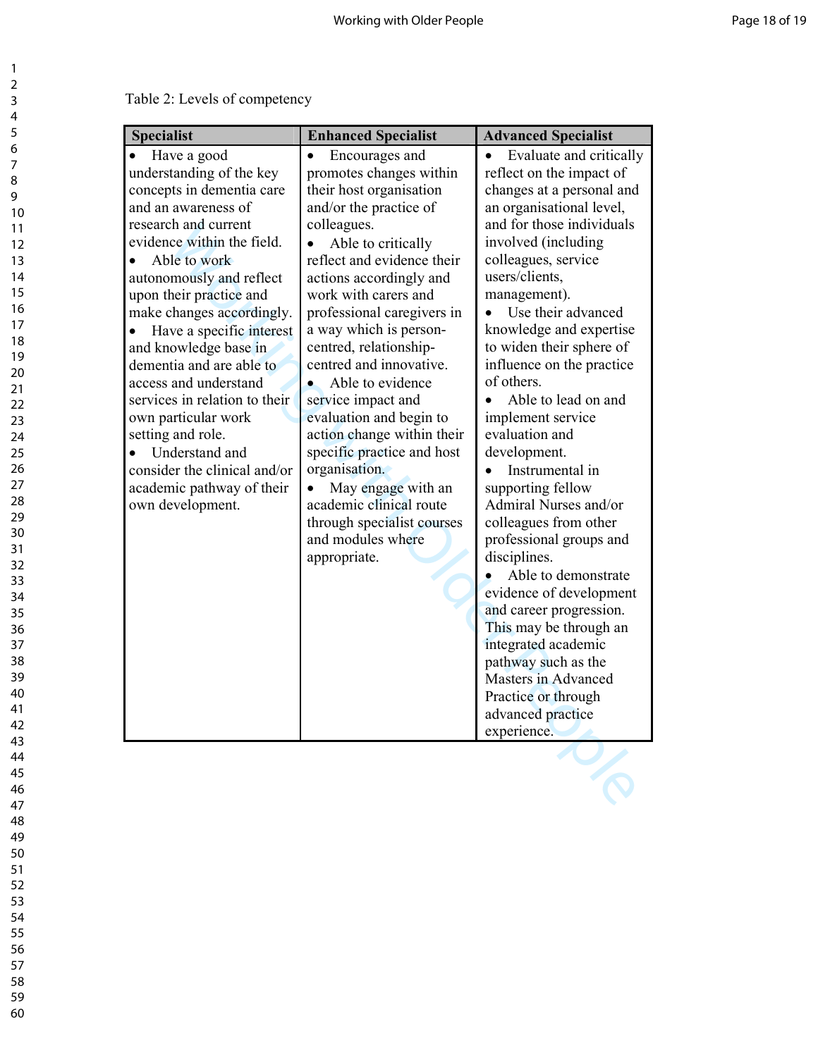Table 2: Levels of competency

| Specialist | Enhanced Specialist | Advanced Specialist |
|---|---|---|
| • Have a good understanding of the key concepts in dementia care and an awareness of research and current evidence within the field.<br>• Able to work autonomously and reflect upon their practice and make changes accordingly.<br>• Have a specific interest and knowledge base in dementia and are able to access and understand services in relation to their own particular work setting and role.<br>• Understand and consider the clinical and/or academic pathway of their own development. | • Encourages and promotes changes within their host organisation and/or the practice of colleagues.<br>• Able to critically reflect and evidence their actions accordingly and work with carers and professional caregivers in a way which is person-centred, relationship-centred and innovative.<br>• Able to evidence service impact and evaluation and begin to action change within their specific practice and host organisation.<br>• May engage with an academic clinical route through specialist courses and modules where appropriate. | • Evaluate and critically reflect on the impact of changes at a personal and an organisational level, and for those individuals involved (including colleagues, service users/clients, management).<br>• Use their advanced knowledge and expertise to widen their sphere of influence on the practice of others.<br>• Able to lead on and implement service evaluation and development.<br>• Instrumental in supporting fellow Admiral Nurses and/or colleagues from other professional groups and disciplines.<br>• Able to demonstrate evidence of development and career progression. This may be through an integrated academic pathway such as the Masters in Advanced Practice or through advanced practice experience. |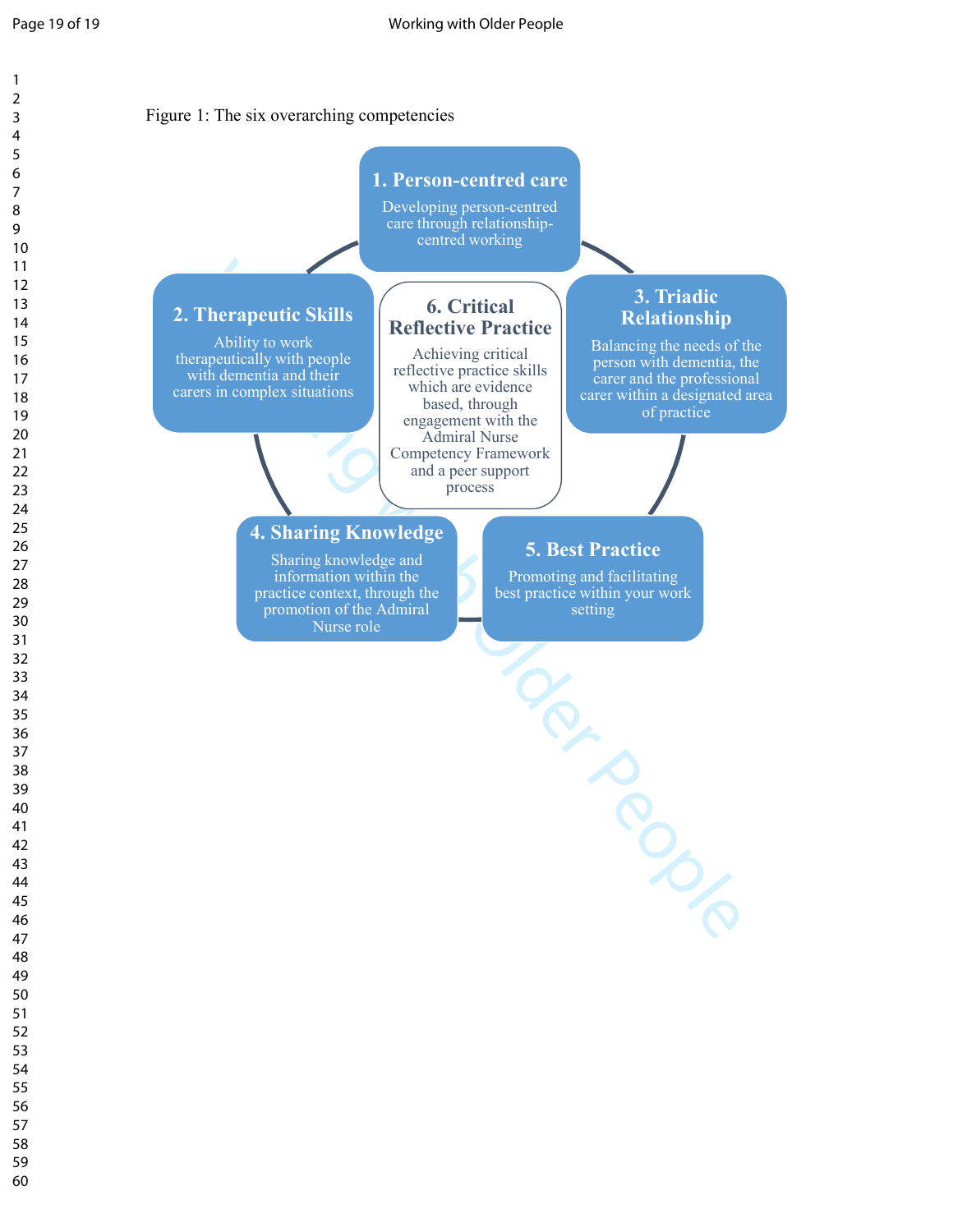Figure 1: The six overarching competencies

1. Person-centred care

Developing person-centred care through relationship-centred working

2. Therapeutic Skills

Ability to work therapeutically with people with dementia and their carers in complex situations

3. Triadic Relationship

Balancing the needs of the person with dementia, the carer and the professional carer within a designated area of practice

4. Sharing Knowledge

Sharing knowledge and information within the practice context, through the promotion of the Admiral Nurse role

5. Best Practice

Promoting and facilitating best practice within your work setting

6. Critical Reflective Practice

Achieving critical reflective practice skills which are evidence based, through engagement with the Admiral Nurse Competency Framework and a peer support process